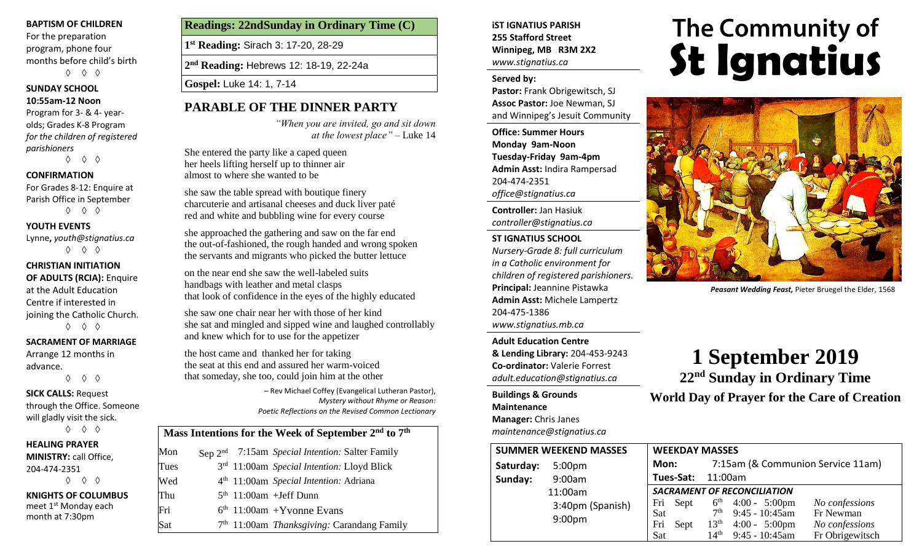**BAPTISM OF CHILDREN**
For the preparation program, phone four months before child's birth

◊ ◊ ◊

**SUNDAY SCHOOL**
**10:55am-12 Noon**
Program for 3- & 4- year-olds; Grades K-8 Program *for the children of registered parishioners*

◊ ◊ ◊

**CONFIRMATION**
For Grades 8-12: Enquire at Parish Office in September

◊ ◊ ◊

**YOUTH EVENTS**
Lynne**,** *youth@stignatius.ca*

◊ ◊ ◊

**CHRISTIAN INITIATION OF ADULTS (RCIA):** Enquire at the Adult Education Centre if interested in joining the Catholic Church.

◊ ◊ ◊

**SACRAMENT OF MARRIAGE**
Arrange 12 months in advance.

◊ ◊ ◊

**SICK CALLS:** Request through the Office. Someone will gladly visit the sick.

◊ ◊ ◊

**HEALING PRAYER MINISTRY:** call Office, 204-474-2351

◊ ◊ ◊

**KNIGHTS OF COLUMBUS**
meet 1st Monday each month at 7:30pm

| **Readings: 22ndSunday in Ordinary Time (C)** |
|---|
| **1st Reading:** Sirach 3: 17-20, 28-29 |
| **2nd Reading:** Hebrews 12: 18-19, 22-24a |
| **Gospel:** Luke 14: 1, 7-14 |

## PARABLE OF THE DINNER PARTY

*"When you are invited, go and sit down at the lowest place"* – Luke 14

She entered the party like a caped queen
her heels lifting herself up to thinner air
almost to where she wanted to be

she saw the table spread with boutique finery
charcuterie and artisanal cheeses and duck liver paté
red and white and bubbling wine for every course

she approached the gathering and saw on the far end
the out-of-fashioned, the rough handed and wrong spoken
the servants and migrants who picked the butter lettuce

on the near end she saw the well-labeled suits
handbags with leather and metal clasps
that look of confidence in the eyes of the highly educated

she saw one chair near her with those of her kind
she sat and mingled and sipped wine and laughed controllably
and knew which for to use for the appetizer

the host came and thanked her for taking
the seat at this end and assured her warm-voiced
that someday, she too, could join him at the other

– Rev Michael Coffey (Evangelical Lutheran Pastor),
*Mystery without Rhyme or Reason: Poetic Reflections on the Revised Common Lectionary*

| **Mass Intentions for the Week of September 2nd to 7th** | | |
|---|---|---|
| Mon | Sep 2nd | 7:15am *Special Intention:* Salter Family |
| Tues | 3rd | 11:00am *Special Intention:* Lloyd Blick |
| Wed | 4th | 11:00am *Special Intention:* Adriana |
| Thu | 5th | 11:00am +Jeff Dunn |
| Fri | 6th | 11:00am +Yvonne Evans |
| Sat | 7th | 11:00am *Thanksgiving:* Carandang Family |

**iST IGNATIUS PARISH**
**255 Stafford Street**
**Winnipeg, MB R3M 2X2**
*www.stignatius.ca*

**Served by:**
**Pastor:** Frank Obrigewitsch, SJ
**Assoc Pastor:** Joe Newman, SJ
and Winnipeg's Jesuit Community

**Office: Summer Hours**
**Monday 9am-Noon**
**Tuesday-Friday 9am-4pm**
**Admin Asst:** Indira Rampersad
204-474-2351
*office@stignatius.ca*

**Controller:** Jan Hasiuk
*controller@stignatius.ca*

**ST IGNATIUS SCHOOL**
*Nursery-Grade 8: full curriculum in a Catholic environment for children of registered parishioners.*
**Principal:** Jeannine Pistawka
**Admin Asst:** Michele Lampertz
204-475-1386
*www.stignatius.mb.ca*

**Adult Education Centre & Lending Library:** 204-453-9243
**Co-ordinator:** Valerie Forrest
*adult.education@stignatius.ca*

**Buildings & Grounds Maintenance Manager:** Chris Janes
*maintenance@stignatius.ca*

# The Community of St Ignatius

*Peasant Wedding Feast,* Pieter Bruegel the Elder, 1568

# 1 September 2019

## 22nd Sunday in Ordinary Time

**World Day of Prayer for the Care of Creation**

| **SUMMER WEEKEND MASSES** | |
|---|---|
| **Saturday:** | 5:00pm |
| **Sunday:** | 9:00am |
| | 11:00am |
| | 3:40pm (Spanish) |
| | 9:00pm |

**WEEKDAY MASSES**
**Mon:** 7:15am (& Communion Service 11am)
**Tues-Sat:** 11:00am

***SACRAMENT OF RECONCILIATION***

| | | | | |
|---|---|---|---|---|
| Fri | Sept | 6th | 4:00 - 5:00pm | *No confessions* |
| Sat | | 7th | 9:45 - 10:45am | Fr Newman |
| Fri | Sept | 13th | 4:00 - 5:00pm | *No confessions* |
| Sat | | 14th | 9:45 - 10:45am | Fr Obrigewitsch |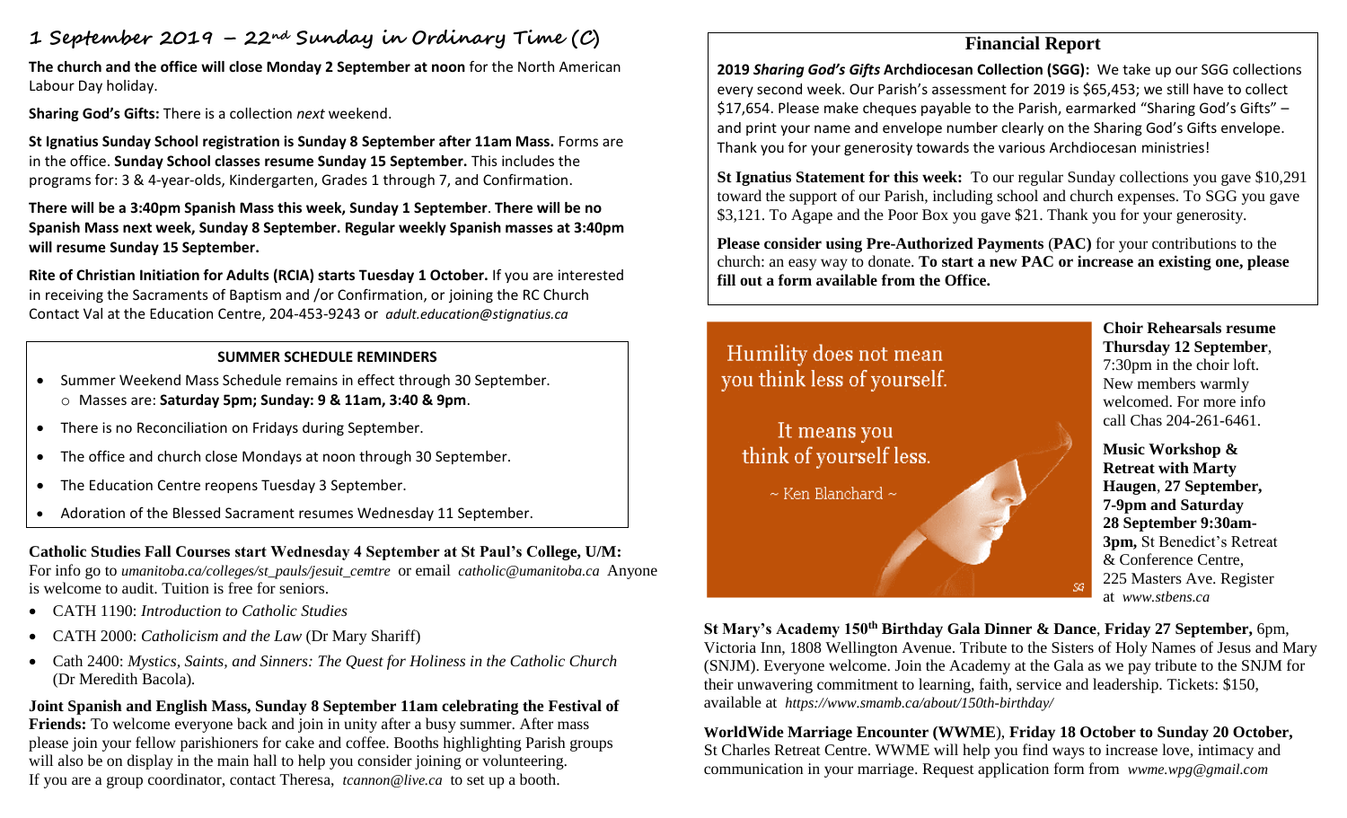# 1 September 2019 – 22nd Sunday in Ordinary Time (C)

**The church and the office will close Monday 2 September at noon** for the North American Labour Day holiday.

**Sharing God's Gifts:** There is a collection *next* weekend.

**St Ignatius Sunday School registration is Sunday 8 September after 11am Mass.** Forms are in the office. **Sunday School classes resume Sunday 15 September.** This includes the programs for: 3 & 4-year-olds, Kindergarten, Grades 1 through 7, and Confirmation.

**There will be a 3:40pm Spanish Mass this week, Sunday 1 September**. **There will be no Spanish Mass next week, Sunday 8 September. Regular weekly Spanish masses at 3:40pm will resume Sunday 15 September.**

**Rite of Christian Initiation for Adults (RCIA) starts Tuesday 1 October.** If you are interested in receiving the Sacraments of Baptism and /or Confirmation, or joining the RC Church Contact Val at the Education Centre, 204-453-9243 or *adult.education@stignatius.ca*

## SUMMER SCHEDULE REMINDERS

- Summer Weekend Mass Schedule remains in effect through 30 September.
  - Masses are: **Saturday 5pm; Sunday: 9 & 11am, 3:40 & 9pm**.
- There is no Reconciliation on Fridays during September.
- The office and church close Mondays at noon through 30 September.
- The Education Centre reopens Tuesday 3 September.
- Adoration of the Blessed Sacrament resumes Wednesday 11 September.

**Catholic Studies Fall Courses start Wednesday 4 September at St Paul's College, U/M:** For info go to *umanitoba.ca/colleges/st_pauls/jesuit_cemtre* or email *catholic@umanitoba.ca* Anyone is welcome to audit. Tuition is free for seniors.

- CATH 1190: *Introduction to Catholic Studies*
- CATH 2000: *Catholicism and the Law* (Dr Mary Shariff)
- Cath 2400: *Mystics, Saints, and Sinners: The Quest for Holiness in the Catholic Church* (Dr Meredith Bacola).

**Joint Spanish and English Mass, Sunday 8 September 11am celebrating the Festival of Friends:** To welcome everyone back and join in unity after a busy summer. After mass please join your fellow parishioners for cake and coffee. Booths highlighting Parish groups will also be on display in the main hall to help you consider joining or volunteering. If you are a group coordinator, contact Theresa, *tcannon@live.ca* to set up a booth.

## Financial Report

**2019 *Sharing God's Gifts* Archdiocesan Collection (SGG):** We take up our SGG collections every second week. Our Parish's assessment for 2019 is $65,453; we still have to collect $17,654. Please make cheques payable to the Parish, earmarked "Sharing God's Gifts" – and print your name and envelope number clearly on the Sharing God's Gifts envelope. Thank you for your generosity towards the various Archdiocesan ministries!

**St Ignatius Statement for this week:** To our regular Sunday collections you gave $10,291 toward the support of our Parish, including school and church expenses. To SGG you gave $3,121. To Agape and the Poor Box you gave $21. Thank you for your generosity.

**Please consider using Pre-Authorized Payments** (**PAC**) for your contributions to the church: an easy way to donate. **To start a new PAC or increase an existing one, please fill out a form available from the Office.**

Humility does not mean you think less of yourself.

It means you think of yourself less.

~ Ken Blanchard ~

**Choir Rehearsals resume Thursday 12 September**, 7:30pm in the choir loft. New members warmly welcomed. For more info call Chas 204-261-6461.

**Music Workshop & Retreat with Marty Haugen**, **27 September, 7-9pm and Saturday 28 September 9:30am-3pm,** St Benedict's Retreat & Conference Centre, 225 Masters Ave. Register at *www.stbens.ca*

**St Mary's Academy 150th Birthday Gala Dinner & Dance**, **Friday 27 September,** 6pm, Victoria Inn, 1808 Wellington Avenue. Tribute to the Sisters of Holy Names of Jesus and Mary (SNJM). Everyone welcome. Join the Academy at the Gala as we pay tribute to the SNJM for their unwavering commitment to learning, faith, service and leadership. Tickets: $150, available at *https://www.smamb.ca/about/150th-birthday/*

**WorldWide Marriage Encounter (WWME**), **Friday 18 October to Sunday 20 October,** St Charles Retreat Centre. WWME will help you find ways to increase love, intimacy and communication in your marriage. Request application form from *wwme.wpg@gmail.com*